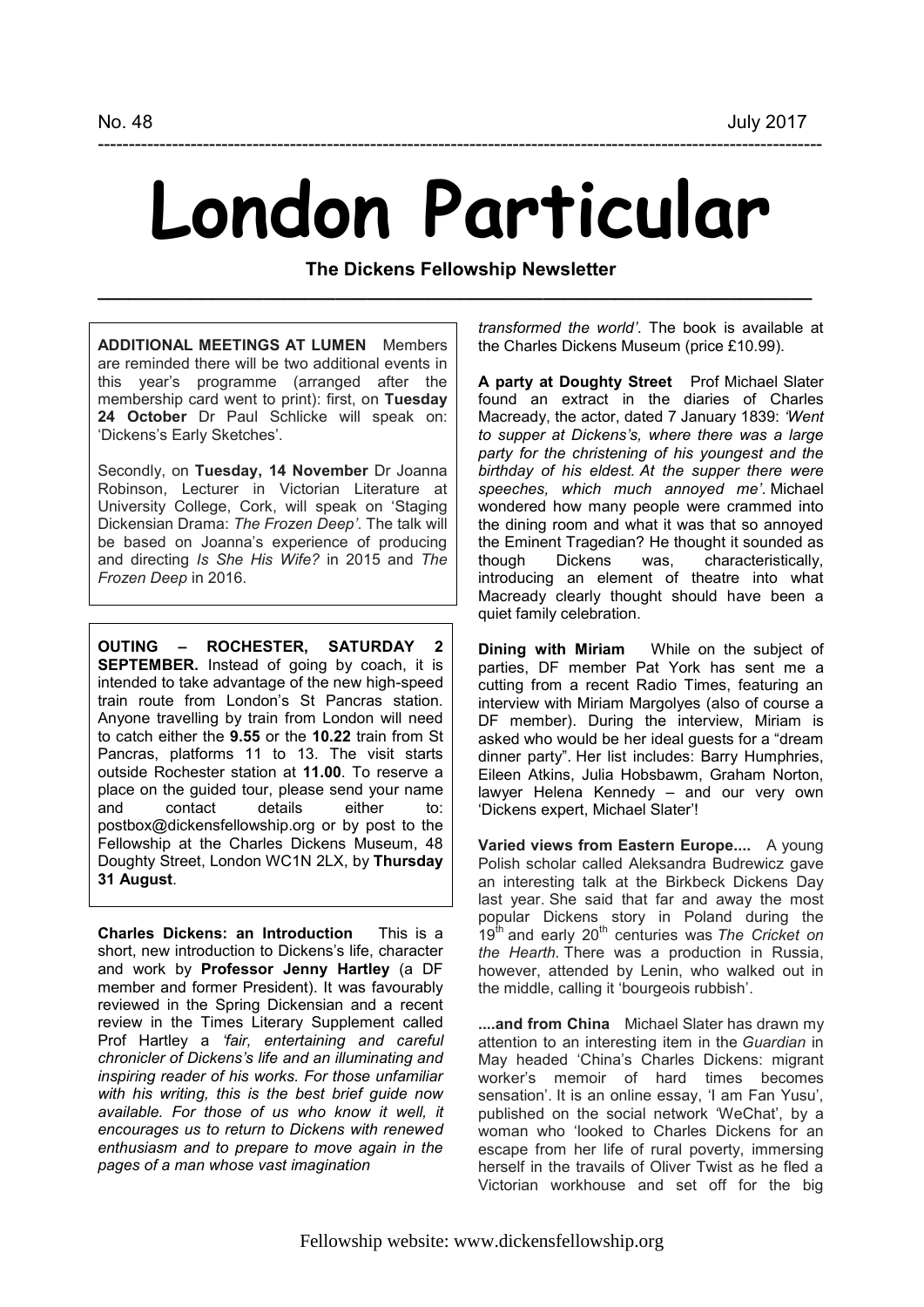No. 48 July 2017

# London Particular

**The Dickens Fellowship Newsletter**

**ADDITIONAL MEETINGS AT LUMEN** Members are reminded there will be two additional events in this year's programme (arranged after the membership card went to print): first, on **Tuesday 24 October** Dr Paul Schlicke will speak on: 'Dickens's Early Sketches'.

Secondly, on **Tuesday, 14 November** Dr Joanna Robinson, Lecturer in Victorian Literature at University College, Cork, will speak on 'Staging Dickensian Drama: *The Frozen Deep*'. The talk will be based on Joanna's experience of producing and directing *Is She His Wife?* in 2015 and *The Frozen Deep* in 2016.

**OUTING – ROCHESTER, SATURDAY 2 SEPTEMBER.** Instead of going by coach, it is intended to take advantage of the new high-speed train route from London's St Pancras station. Anyone travelling by train from London will need to catch either the **9.55** or the **10.22** train from St Pancras, platforms 11 to 13. The visit starts outside Rochester station at **11.00**. To reserve a place on the guided tour, please send your name and contact details either to: postbox@dickensfellowship.org or by post to the Fellowship at the Charles Dickens Museum, 48 Doughty Street, London WC1N 2LX, by **Thursday 31 August**.

**Charles Dickens: an Introduction** This is a short, new introduction to Dickens's life, character and work by **Professor Jenny Hartley** (a DF member and former President). It was favourably reviewed in the Spring Dickensian and a recent review in the Times Literary Supplement called Prof Hartley a *'fair, entertaining and careful chronicler of Dickens's life and an illuminating and inspiring reader of his works. For those unfamiliar with his writing, this is the best brief guide now available. For those of us who know it well, it encourages us to return to Dickens with renewed enthusiasm and to prepare to move again in the pages of a man whose vast imagination transformed the world'*. The book is available at the Charles Dickens Museum (price £10.99).

**A party at Doughty Street** Prof Michael Slater found an extract in the diaries of Charles Macready, the actor, dated 7 January 1839: *'Went to supper at Dickens's, where there was a large party for the christening of his youngest and the birthday of his eldest. At the supper there were speeches, which much annoyed me'*. Michael wondered how many people were crammed into the dining room and what it was that so annoyed the Eminent Tragedian? He thought it sounded as though Dickens was, characteristically, introducing an element of theatre into what Macready clearly thought should have been a quiet family celebration.

**Dining with Miriam** While on the subject of parties, DF member Pat York has sent me a cutting from a recent Radio Times, featuring an interview with Miriam Margolyes (also of course a DF member). During the interview, Miriam is asked who would be her ideal guests for a "dream dinner party". Her list includes: Barry Humphries, Eileen Atkins, Julia Hobsbawm, Graham Norton, lawyer Helena Kennedy – and our very own 'Dickens expert, Michael Slater'!

**Varied views from Eastern Europe....** A young Polish scholar called Aleksandra Budrewicz gave an interesting talk at the Birkbeck Dickens Day last year. She said that far and away the most popular Dickens story in Poland during the 19th and early 20th centuries was *The Cricket on the Hearth.* There was a production in Russia, however, attended by Lenin, who walked out in the middle, calling it 'bourgeois rubbish'.

**....and from China** Michael Slater has drawn my attention to an interesting item in the *Guardian* in May headed 'China's Charles Dickens: migrant worker's memoir of hard times becomes sensation'. It is an online essay, 'I am Fan Yusu', published on the social network 'WeChat', by a woman who 'looked to Charles Dickens for an escape from her life of rural poverty, immersing herself in the travails of Oliver Twist as he fled a Victorian workhouse and set off for the big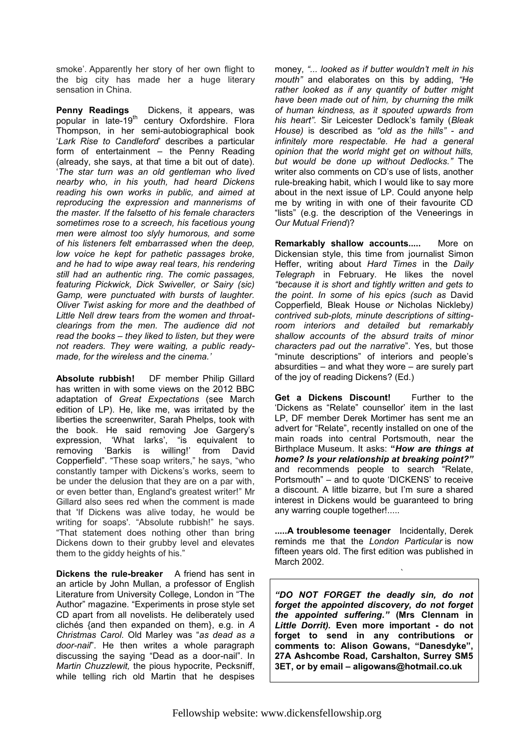smoke'. Apparently her story of her own flight to the big city has made her a huge literary sensation in China.

**Penny Readings** Dickens, it appears, was popular in late-19th century Oxfordshire. Flora Thompson, in her semi-autobiographical book '*Lark Rise to Candleford*' describes a particular form of entertainment – the Penny Reading (already, she says, at that time a bit out of date). '*The star turn was an old gentleman who lived nearby who, in his youth, had heard Dickens reading his own works in public, and aimed at reproducing the expression and mannerisms of the master. If the falsetto of his female characters sometimes rose to a screech, his facetious young men were almost too slyly humorous, and some of his listeners felt embarrassed when the deep, low voice he kept for pathetic passages broke, and he had to wipe away real tears, his rendering still had an authentic ring. The comic passages, featuring Pickwick, Dick Swiveller, or Sairy (sic) Gamp, were punctuated with bursts of laughter. Oliver Twist asking for more and the deathbed of Little Nell drew tears from the women and throat-clearings from the men. The audience did not read the books – they liked to listen, but they were not readers. They were waiting, a public ready-made, for the wireless and the cinema.*'

**Absolute rubbish!** DF member Philip Gillard has written in with some views on the 2012 BBC adaptation of *Great Expectations* (see March edition of LP). He, like me, was irritated by the liberties the screenwriter, Sarah Phelps, took with the book. He said removing Joe Gargery's expression, 'What larks', "is equivalent to removing 'Barkis is willing!' from David Copperfield". "These soap writers," he says, "who constantly tamper with Dickens's works, seem to be under the delusion that they are on a par with, or even better than, England's greatest writer!" Mr Gillard also sees red when the comment is made that 'If Dickens was alive today, he would be writing for soaps'. "Absolute rubbish!" he says. "That statement does nothing other than bring Dickens down to their grubby level and elevates them to the giddy heights of his."

**Dickens the rule-breaker** A friend has sent in an article by John Mullan, a professor of English Literature from University College, London in "The Author" magazine. "Experiments in prose style set CD apart from all novelists. He deliberately used clichés {and then expanded on them}, e.g. in *A Christmas Carol*. Old Marley was "*as dead as a door-nail*". He then writes a whole paragraph discussing the saying "Dead as a door-nail". In *Martin Chuzzlewit,* the pious hypocrite, Pecksniff, while telling rich old Martin that he despises money, *"... looked as if butter wouldn't melt in his mouth"* and elaborates on this by adding, *"He rather looked as if any quantity of butter might have been made out of him, by churning the milk of human kindness, as it spouted upwards from his heart"*. Sir Leicester Dedlock's family (*Bleak House)* is described as *"old as the hills" - and infinitely more respectable. He had a general opinion that the world might get on without hills, but would be done up without Dedlocks."* The writer also comments on CD's use of lists, another rule-breaking habit, which I would like to say more about in the next issue of LP. Could anyone help me by writing in with one of their favourite CD "lists" (e.g. the description of the Veneerings in *Our Mutual Friend*)?

**Remarkably shallow accounts.....** More on Dickensian style, this time from journalist Simon Heffer, writing about *Hard Times* in the *Daily Telegraph* in February. He likes the novel *"because it is short and tightly written and gets to the point*. *In some of his epics (such as* David Copperfield*,* Bleak House *or* Nicholas Nickleby*) contrived sub-plots, minute descriptions of sitting-room interiors and detailed but remarkably shallow accounts of the absurd traits of minor characters pad out the narrative*". Yes, but those "minute descriptions" of interiors and people's absurdities – and what they wore – are surely part of the joy of reading Dickens? (Ed.)

**Get a Dickens Discount!** Further to the 'Dickens as "Relate" counsellor' item in the last LP, DF member Derek Mortimer has sent me an advert for "Relate", recently installed on one of the main roads into central Portsmouth, near the Birthplace Museum. It asks: **"*How are things at home? Is your relationship at breaking point?"*** and recommends people to search "Relate, Portsmouth" – and to quote 'DICKENS' to receive a discount. A little bizarre, but I'm sure a shared interest in Dickens would be guaranteed to bring any warring couple together!.....

**.....A troublesome teenager** Incidentally, Derek reminds me that the *London Particular* is now fifteen years old. The first edition was published in March 2002.

***"DO NOT FORGET the deadly sin, do not forget the appointed discovery, do not forget the appointed suffering."*** **(Mrs Clennam in *Little Dorrit).* Even more important - do not forget to send in any contributions or comments to: Alison Gowans, "Danesdyke", 27A Ashcombe Road, Carshalton, Surrey SM5 3ET, or by email – aligowans@hotmail.co.uk**

Fellowship website: www.dickensfellowship.org